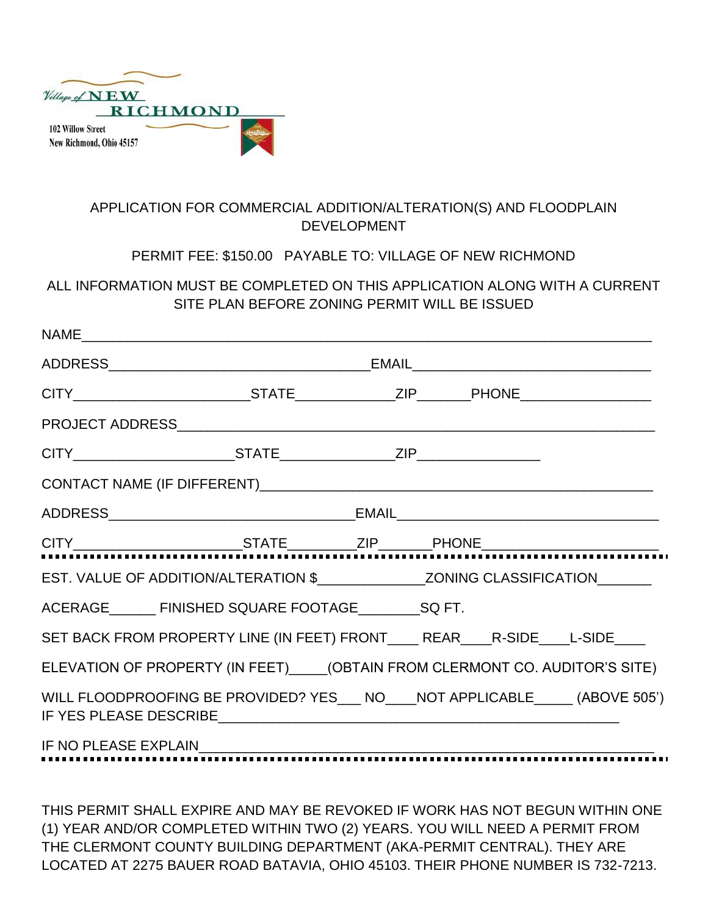Village of NEW RICHMOND

102 Willow Street
New Richmond, Ohio 45157

# APPLICATION FOR COMMERCIAL ADDITION/ALTERATION(S) AND FLOODPLAIN DEVELOPMENT

PERMIT FEE: $150.00 PAYABLE TO: VILLAGE OF NEW RICHMOND

ALL INFORMATION MUST BE COMPLETED ON THIS APPLICATION ALONG WITH A CURRENT SITE PLAN BEFORE ZONING PERMIT WILL BE ISSUED

NAME_____________________________________________________________________________

ADDRESS___________________________________EMAIL________________________________

CITY_______________________STATE_____________ZIP_______PHONE_________________

PROJECT ADDRESS________________________________________________________________

CITY_____________________STATE_______________ZIP________________

CONTACT NAME (IF DIFFERENT)_____________________________________________________

ADDRESS________________________________EMAIL__________________________________

CITY_______________________STATE_________ZIP_______PHONE______________________

---

EST. VALUE OF ADDITION/ALTERATION $______________ZONING CLASSIFICATION_______

ACERAGE______ FINISHED SQUARE FOOTAGE________SQ FT.

SET BACK FROM PROPERTY LINE (IN FEET) FRONT____ REAR____R-SIDE____L-SIDE____

ELEVATION OF PROPERTY (IN FEET)_____(OBTAIN FROM CLERMONT CO. AUDITOR'S SITE)

WILL FLOODPROOFING BE PROVIDED? YES___ NO____NOT APPLICABLE_____ (ABOVE 505')
IF YES PLEASE DESCRIBE_______________________________________________________

IF NO PLEASE EXPLAIN_________________________________________________________

---

THIS PERMIT SHALL EXPIRE AND MAY BE REVOKED IF WORK HAS NOT BEGUN WITHIN ONE (1) YEAR AND/OR COMPLETED WITHIN TWO (2) YEARS. YOU WILL NEED A PERMIT FROM THE CLERMONT COUNTY BUILDING DEPARTMENT (AKA-PERMIT CENTRAL). THEY ARE LOCATED AT 2275 BAUER ROAD BATAVIA, OHIO 45103. THEIR PHONE NUMBER IS 732-7213.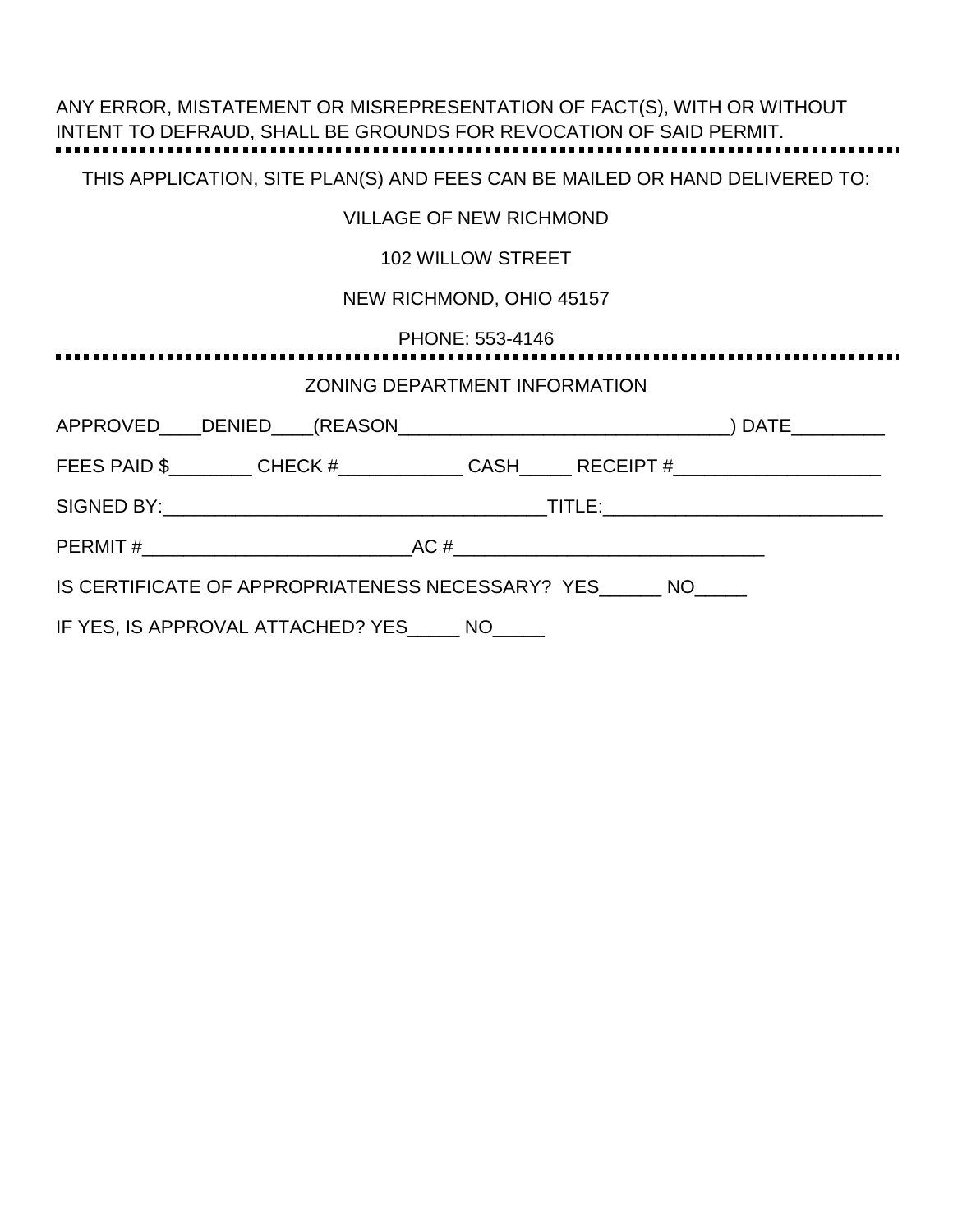ANY ERROR, MISTATEMENT OR MISREPRESENTATION OF FACT(S), WITH OR WITHOUT INTENT TO DEFRAUD, SHALL BE GROUNDS FOR REVOCATION OF SAID PERMIT.

---

THIS APPLICATION, SITE PLAN(S) AND FEES CAN BE MAILED OR HAND DELIVERED TO:

VILLAGE OF NEW RICHMOND

102 WILLOW STREET

NEW RICHMOND, OHIO 45157

PHONE: 553-4146

---

ZONING DEPARTMENT INFORMATION

APPROVED____DENIED____(REASON________________________________) DATE_________

FEES PAID $________ CHECK #____________ CASH_____ RECEIPT #____________________

SIGNED BY:_____________________________________TITLE:___________________________

PERMIT #__________________________AC #______________________________

IS CERTIFICATE OF APPROPRIATENESS NECESSARY? YES______ NO_____

IF YES, IS APPROVAL ATTACHED? YES_____ NO_____